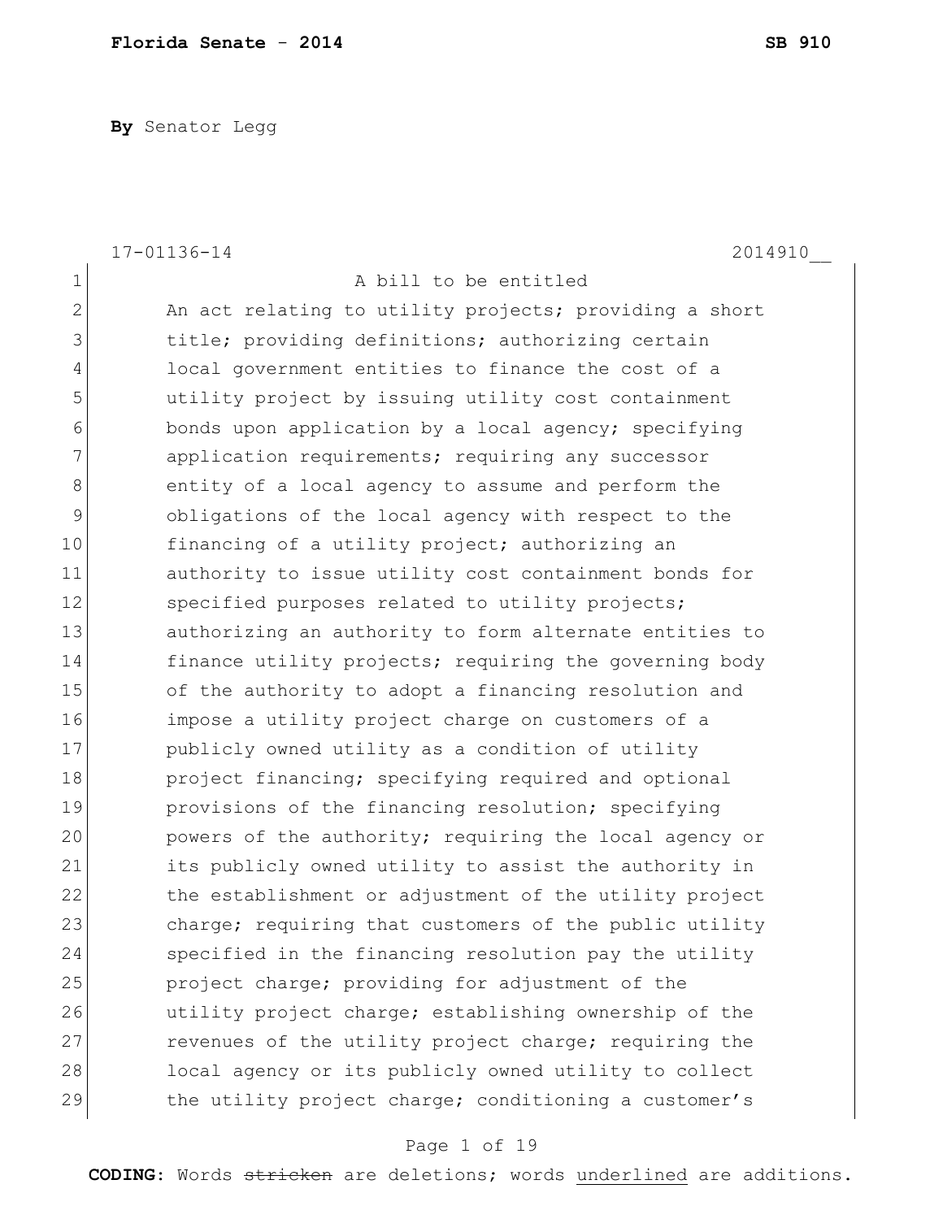**By** Senator Legg

17-01136-14 2014910__

A bill to be entitled

An act relating to utility projects; providing a short title; providing definitions; authorizing certain local government entities to finance the cost of a utility project by issuing utility cost containment bonds upon application by a local agency; specifying application requirements; requiring any successor entity of a local agency to assume and perform the obligations of the local agency with respect to the financing of a utility project; authorizing an authority to issue utility cost containment bonds for specified purposes related to utility projects; authorizing an authority to form alternate entities to finance utility projects; requiring the governing body of the authority to adopt a financing resolution and impose a utility project charge on customers of a publicly owned utility as a condition of utility project financing; specifying required and optional provisions of the financing resolution; specifying powers of the authority; requiring the local agency or its publicly owned utility to assist the authority in the establishment or adjustment of the utility project charge; requiring that customers of the public utility specified in the financing resolution pay the utility project charge; providing for adjustment of the utility project charge; establishing ownership of the revenues of the utility project charge; requiring the local agency or its publicly owned utility to collect the utility project charge; conditioning a customer's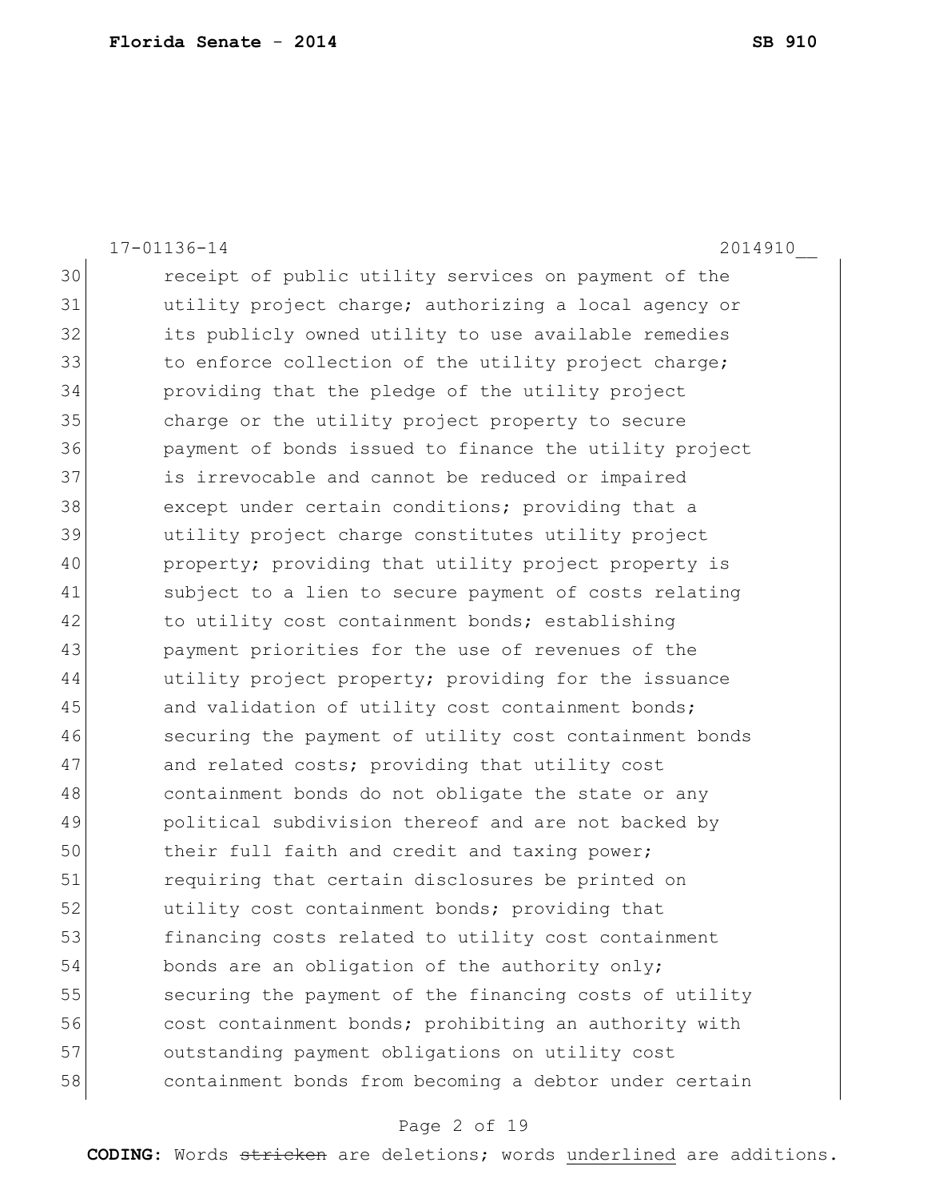receipt of public utility services on payment of the utility project charge; authorizing a local agency or its publicly owned utility to use available remedies to enforce collection of the utility project charge; providing that the pledge of the utility project charge or the utility project property to secure payment of bonds issued to finance the utility project is irrevocable and cannot be reduced or impaired except under certain conditions; providing that a utility project charge constitutes utility project property; providing that utility project property is subject to a lien to secure payment of costs relating to utility cost containment bonds; establishing payment priorities for the use of revenues of the utility project property; providing for the issuance and validation of utility cost containment bonds; securing the payment of utility cost containment bonds and related costs; providing that utility cost containment bonds do not obligate the state or any political subdivision thereof and are not backed by their full faith and credit and taxing power; requiring that certain disclosures be printed on utility cost containment bonds; providing that financing costs related to utility cost containment bonds are an obligation of the authority only; securing the payment of the financing costs of utility cost containment bonds; prohibiting an authority with outstanding payment obligations on utility cost containment bonds from becoming a debtor under certain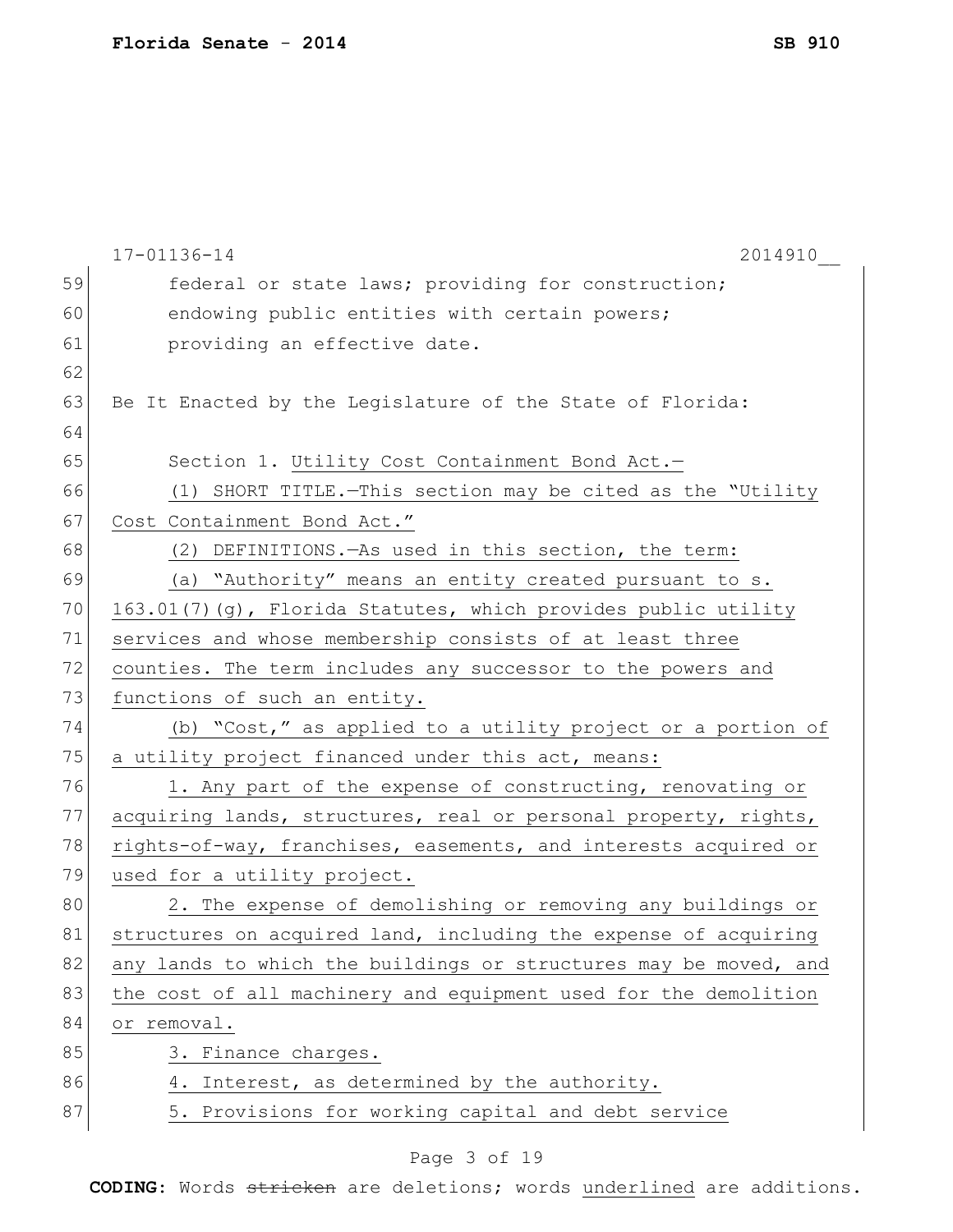federal or state laws; providing for construction; endowing public entities with certain powers; providing an effective date.

Be It Enacted by the Legislature of the State of Florida:

Section 1. <u>Utility Cost Containment Bond Act.—</u>

<u>(1) SHORT TITLE.—This section may be cited as the "Utility Cost Containment Bond Act."</u>

<u>(2) DEFINITIONS.—As used in this section, the term:</u>

<u>(a) "Authority" means an entity created pursuant to s. 163.01(7)(g), Florida Statutes, which provides public utility services and whose membership consists of at least three counties. The term includes any successor to the powers and functions of such an entity.</u>

<u>(b) "Cost," as applied to a utility project or a portion of a utility project financed under this act, means:</u>

<u>1. Any part of the expense of constructing, renovating or acquiring lands, structures, real or personal property, rights, rights-of-way, franchises, easements, and interests acquired or used for a utility project.</u>

<u>2. The expense of demolishing or removing any buildings or structures on acquired land, including the expense of acquiring any lands to which the buildings or structures may be moved, and the cost of all machinery and equipment used for the demolition or removal.</u>

<u>3. Finance charges.</u>

<u>4. Interest, as determined by the authority.</u>

<u>5. Provisions for working capital and debt service</u>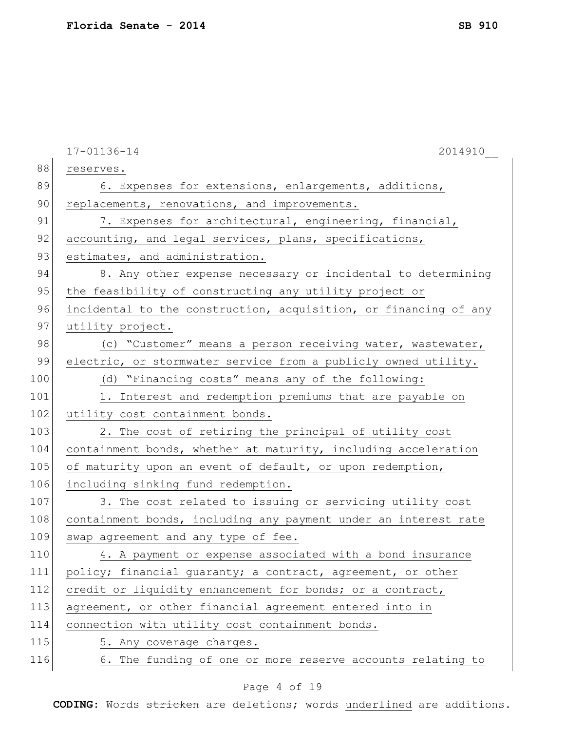17-01136-14 2014910__

reserves.

6. Expenses for extensions, enlargements, additions, replacements, renovations, and improvements.

7. Expenses for architectural, engineering, financial, accounting, and legal services, plans, specifications, estimates, and administration.

8. Any other expense necessary or incidental to determining the feasibility of constructing any utility project or incidental to the construction, acquisition, or financing of any utility project.

(c) "Customer" means a person receiving water, wastewater, electric, or stormwater service from a publicly owned utility.

(d) "Financing costs" means any of the following:

1. Interest and redemption premiums that are payable on utility cost containment bonds.

2. The cost of retiring the principal of utility cost containment bonds, whether at maturity, including acceleration of maturity upon an event of default, or upon redemption, including sinking fund redemption.

3. The cost related to issuing or servicing utility cost containment bonds, including any payment under an interest rate swap agreement and any type of fee.

4. A payment or expense associated with a bond insurance policy; financial guaranty; a contract, agreement, or other credit or liquidity enhancement for bonds; or a contract, agreement, or other financial agreement entered into in connection with utility cost containment bonds.

5. Any coverage charges.

6. The funding of one or more reserve accounts relating to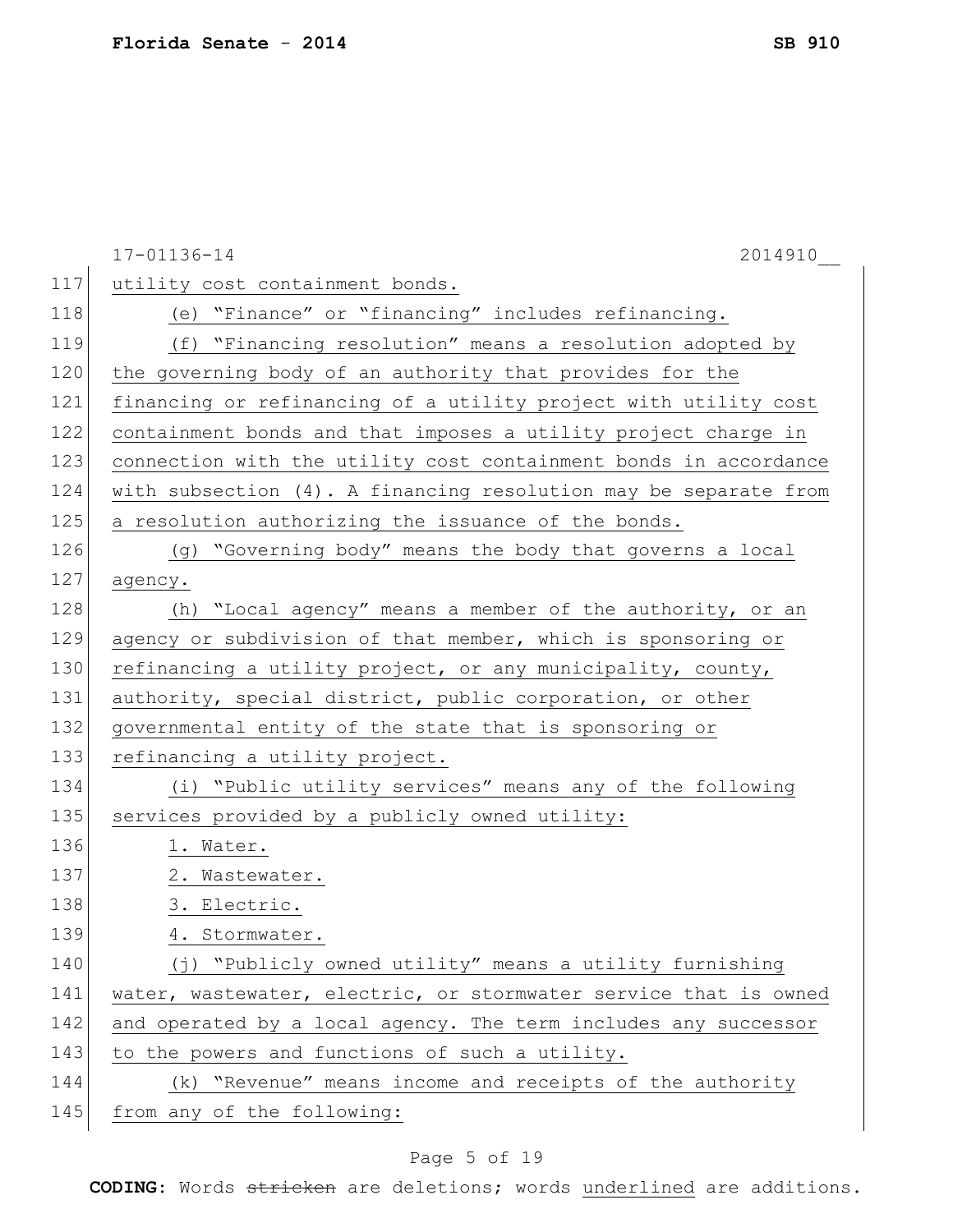utility cost containment bonds.

(e) “Finance” or “financing” includes refinancing.

(f) “Financing resolution” means a resolution adopted by the governing body of an authority that provides for the financing or refinancing of a utility project with utility cost containment bonds and that imposes a utility project charge in connection with the utility cost containment bonds in accordance with subsection (4). A financing resolution may be separate from a resolution authorizing the issuance of the bonds.

(g) “Governing body” means the body that governs a local agency.

(h) “Local agency” means a member of the authority, or an agency or subdivision of that member, which is sponsoring or refinancing a utility project, or any municipality, county, authority, special district, public corporation, or other governmental entity of the state that is sponsoring or refinancing a utility project.

(i) “Public utility services” means any of the following services provided by a publicly owned utility:

1. Water.
2. Wastewater.
3. Electric.
4. Stormwater.

(j) “Publicly owned utility” means a utility furnishing water, wastewater, electric, or stormwater service that is owned and operated by a local agency. The term includes any successor to the powers and functions of such a utility.

(k) “Revenue” means income and receipts of the authority from any of the following: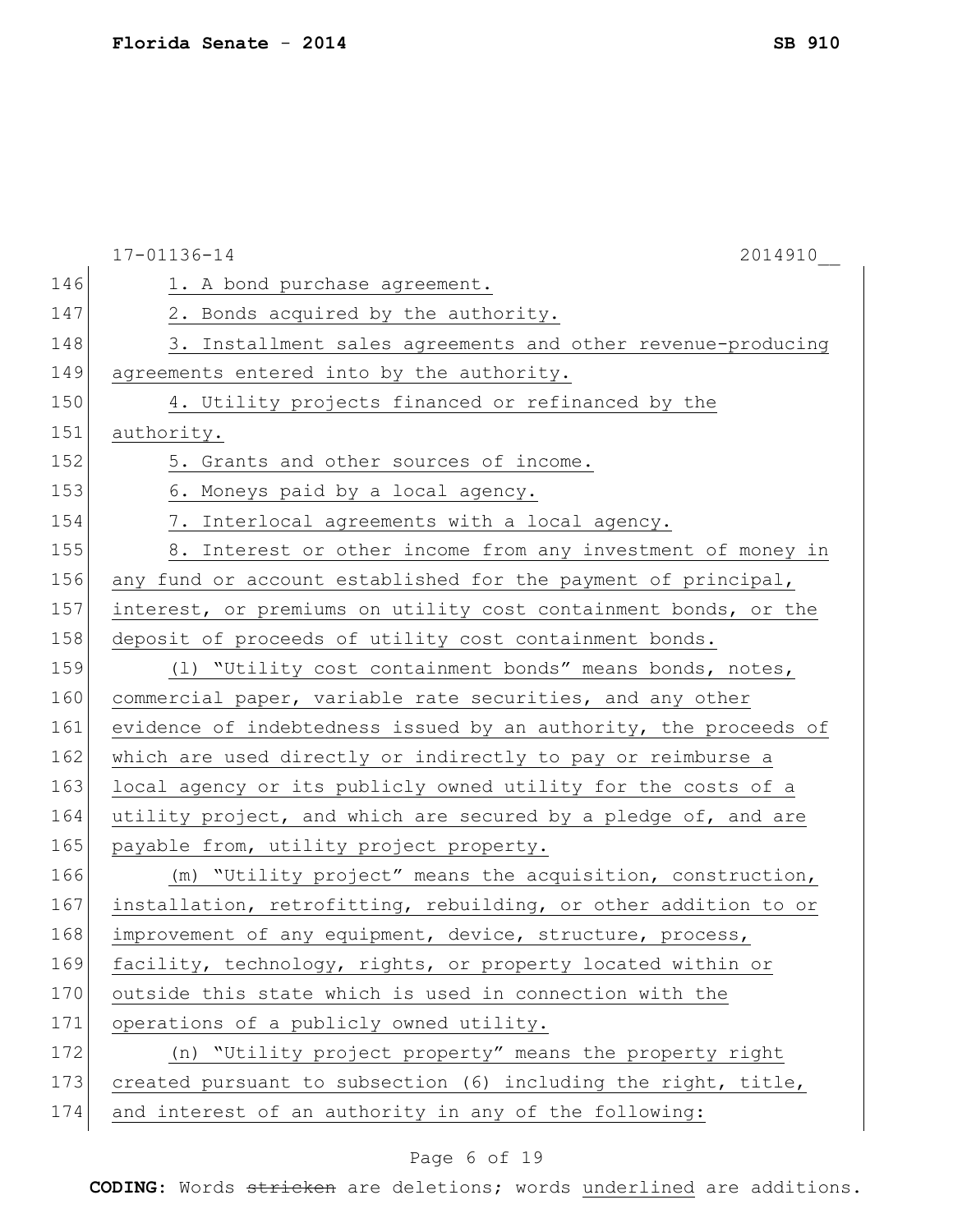1. A bond purchase agreement.

2. Bonds acquired by the authority.

3. Installment sales agreements and other revenue-producing agreements entered into by the authority.

4. Utility projects financed or refinanced by the authority.

5. Grants and other sources of income.

6. Moneys paid by a local agency.

7. Interlocal agreements with a local agency.

8. Interest or other income from any investment of money in any fund or account established for the payment of principal, interest, or premiums on utility cost containment bonds, or the deposit of proceeds of utility cost containment bonds.

(l) "Utility cost containment bonds" means bonds, notes, commercial paper, variable rate securities, and any other evidence of indebtedness issued by an authority, the proceeds of which are used directly or indirectly to pay or reimburse a local agency or its publicly owned utility for the costs of a utility project, and which are secured by a pledge of, and are payable from, utility project property.

(m) "Utility project" means the acquisition, construction, installation, retrofitting, rebuilding, or other addition to or improvement of any equipment, device, structure, process, facility, technology, rights, or property located within or outside this state which is used in connection with the operations of a publicly owned utility.

(n) "Utility project property" means the property right created pursuant to subsection (6) including the right, title, and interest of an authority in any of the following: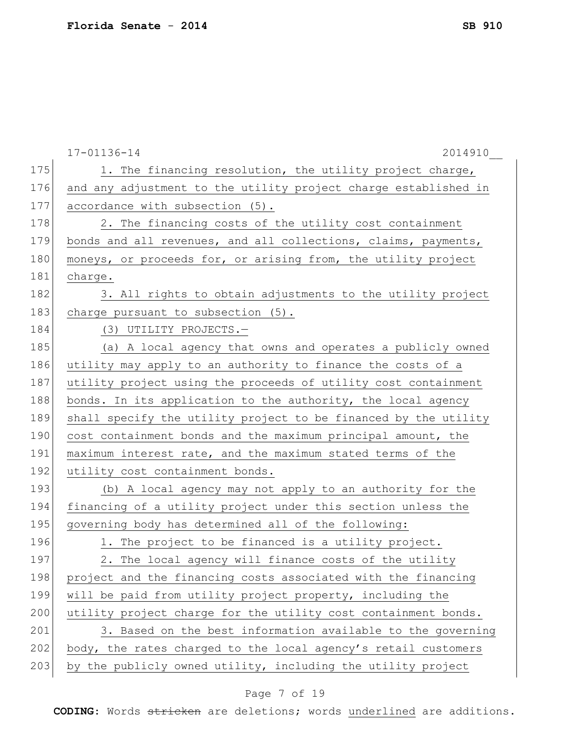1. The financing resolution, the utility project charge, and any adjustment to the utility project charge established in accordance with subsection (5).

2. The financing costs of the utility cost containment bonds and all revenues, and all collections, claims, payments, moneys, or proceeds for, or arising from, the utility project charge.

3. All rights to obtain adjustments to the utility project charge pursuant to subsection (5).

(3) UTILITY PROJECTS.—

(a) A local agency that owns and operates a publicly owned utility may apply to an authority to finance the costs of a utility project using the proceeds of utility cost containment bonds. In its application to the authority, the local agency shall specify the utility project to be financed by the utility cost containment bonds and the maximum principal amount, the maximum interest rate, and the maximum stated terms of the utility cost containment bonds.

(b) A local agency may not apply to an authority for the financing of a utility project under this section unless the governing body has determined all of the following:

1. The project to be financed is a utility project.

2. The local agency will finance costs of the utility project and the financing costs associated with the financing will be paid from utility project property, including the utility project charge for the utility cost containment bonds.

3. Based on the best information available to the governing body, the rates charged to the local agency's retail customers by the publicly owned utility, including the utility project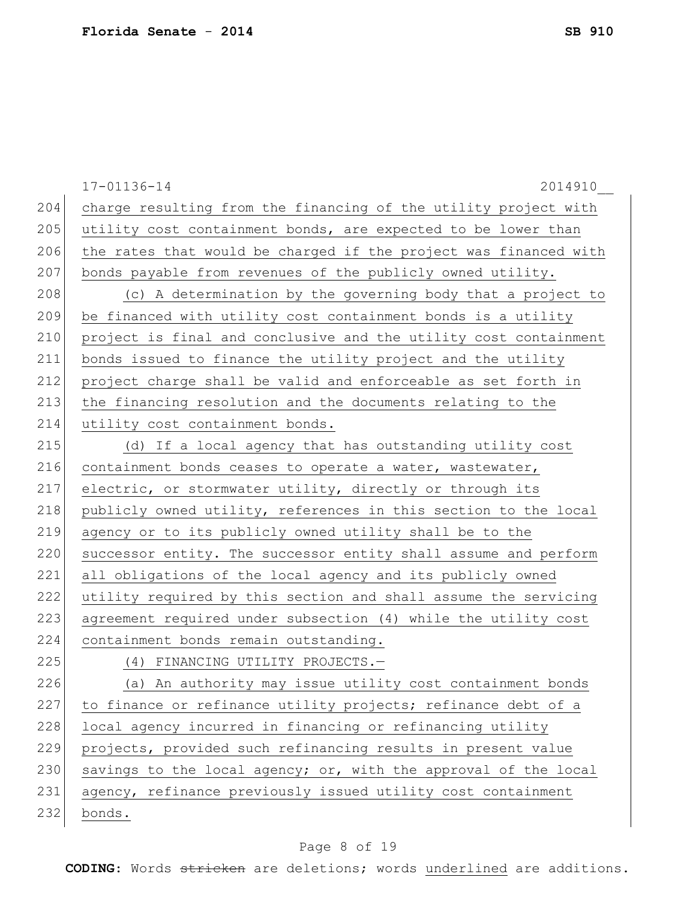charge resulting from the financing of the utility project with utility cost containment bonds, are expected to be lower than the rates that would be charged if the project was financed with bonds payable from revenues of the publicly owned utility.

(c) A determination by the governing body that a project to be financed with utility cost containment bonds is a utility project is final and conclusive and the utility cost containment bonds issued to finance the utility project and the utility project charge shall be valid and enforceable as set forth in the financing resolution and the documents relating to the utility cost containment bonds.

(d) If a local agency that has outstanding utility cost containment bonds ceases to operate a water, wastewater, electric, or stormwater utility, directly or through its publicly owned utility, references in this section to the local agency or to its publicly owned utility shall be to the successor entity. The successor entity shall assume and perform all obligations of the local agency and its publicly owned utility required by this section and shall assume the servicing agreement required under subsection (4) while the utility cost containment bonds remain outstanding.

(4) FINANCING UTILITY PROJECTS.—

(a) An authority may issue utility cost containment bonds to finance or refinance utility projects; refinance debt of a local agency incurred in financing or refinancing utility projects, provided such refinancing results in present value savings to the local agency; or, with the approval of the local agency, refinance previously issued utility cost containment bonds.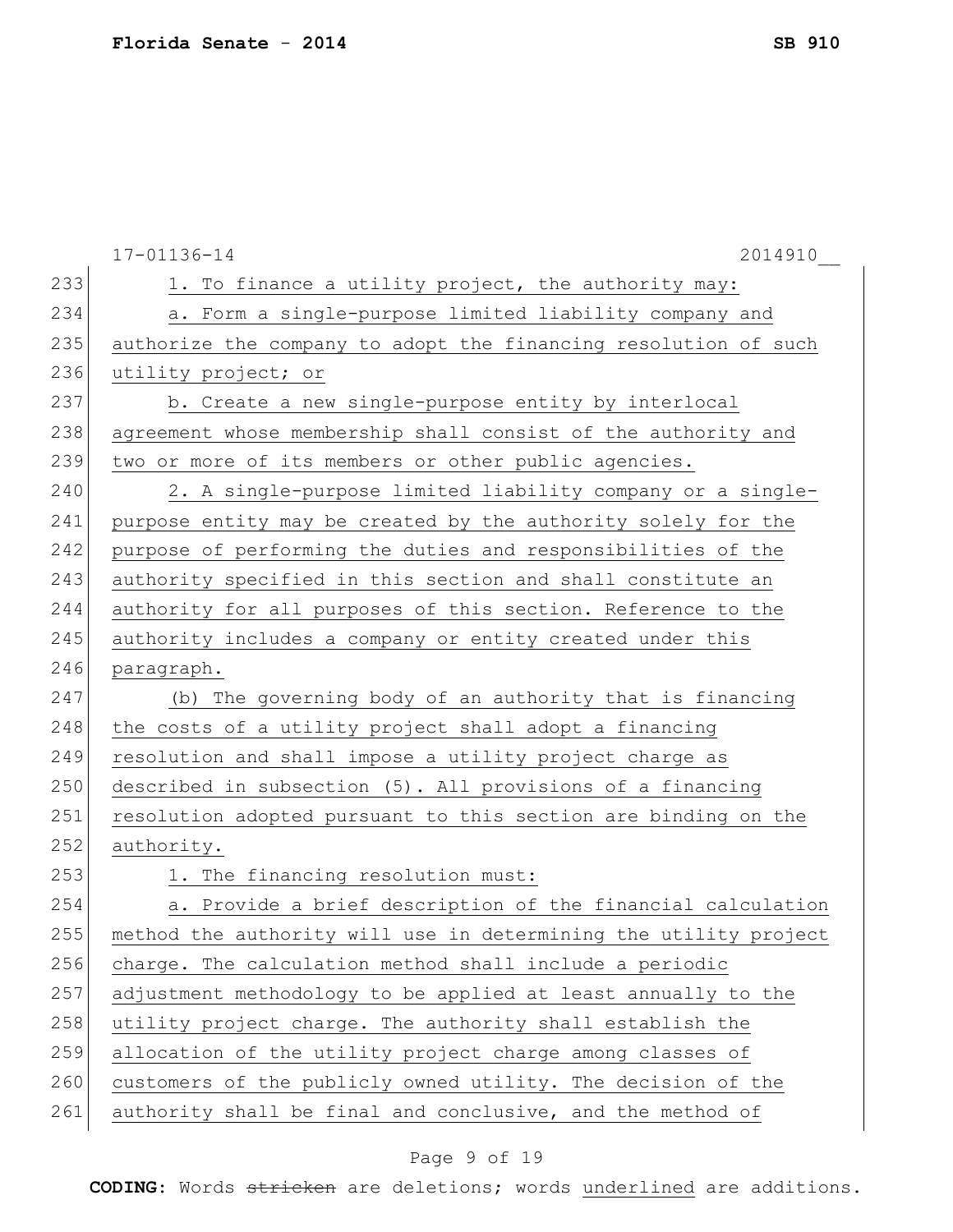1. To finance a utility project, the authority may:

a. Form a single-purpose limited liability company and authorize the company to adopt the financing resolution of such utility project; or

b. Create a new single-purpose entity by interlocal agreement whose membership shall consist of the authority and two or more of its members or other public agencies.

2. A single-purpose limited liability company or a single-purpose entity may be created by the authority solely for the purpose of performing the duties and responsibilities of the authority specified in this section and shall constitute an authority for all purposes of this section. Reference to the authority includes a company or entity created under this paragraph.

(b) The governing body of an authority that is financing the costs of a utility project shall adopt a financing resolution and shall impose a utility project charge as described in subsection (5). All provisions of a financing resolution adopted pursuant to this section are binding on the authority.

1. The financing resolution must:

a. Provide a brief description of the financial calculation method the authority will use in determining the utility project charge. The calculation method shall include a periodic adjustment methodology to be applied at least annually to the utility project charge. The authority shall establish the allocation of the utility project charge among classes of customers of the publicly owned utility. The decision of the authority shall be final and conclusive, and the method of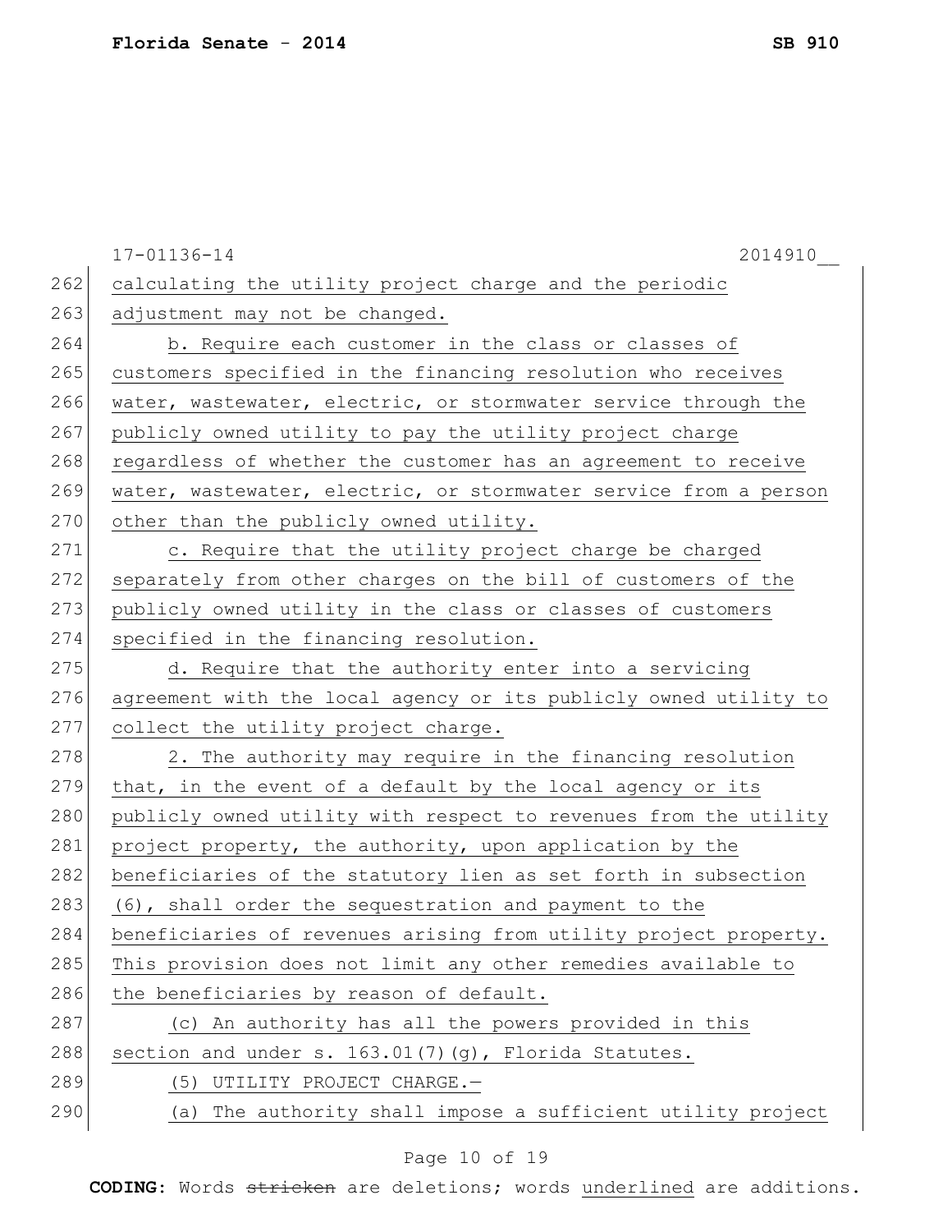calculating the utility project charge and the periodic adjustment may not be changed.

b. Require each customer in the class or classes of customers specified in the financing resolution who receives water, wastewater, electric, or stormwater service through the publicly owned utility to pay the utility project charge regardless of whether the customer has an agreement to receive water, wastewater, electric, or stormwater service from a person other than the publicly owned utility.

c. Require that the utility project charge be charged separately from other charges on the bill of customers of the publicly owned utility in the class or classes of customers specified in the financing resolution.

d. Require that the authority enter into a servicing agreement with the local agency or its publicly owned utility to collect the utility project charge.

2. The authority may require in the financing resolution that, in the event of a default by the local agency or its publicly owned utility with respect to revenues from the utility project property, the authority, upon application by the beneficiaries of the statutory lien as set forth in subsection (6), shall order the sequestration and payment to the beneficiaries of revenues arising from utility project property. This provision does not limit any other remedies available to the beneficiaries by reason of default.

(c) An authority has all the powers provided in this section and under s. 163.01(7)(g), Florida Statutes.

(5) UTILITY PROJECT CHARGE.—

(a) The authority shall impose a sufficient utility project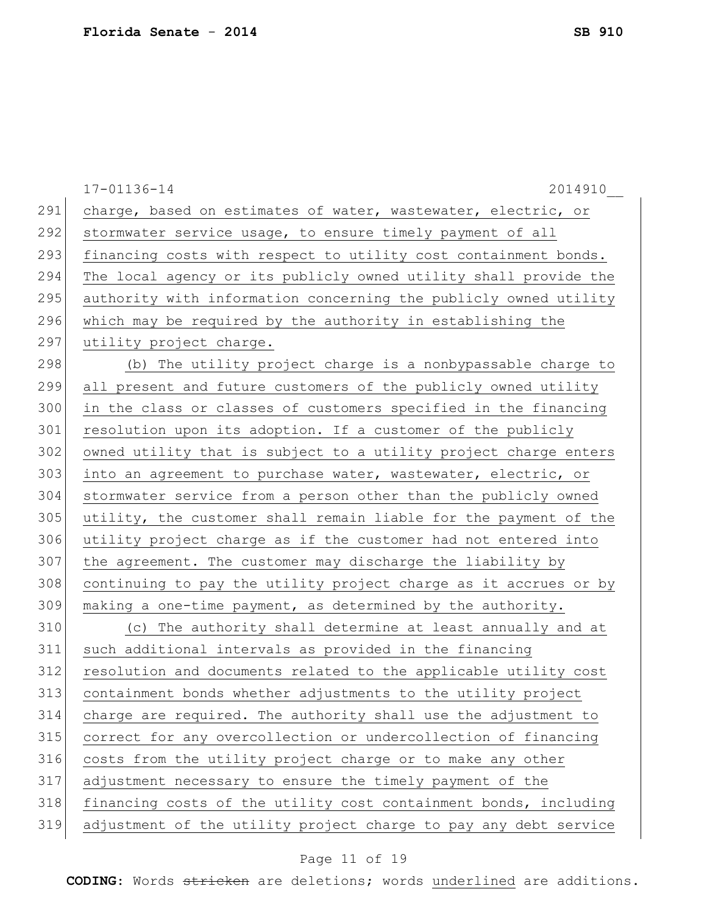charge, based on estimates of water, wastewater, electric, or stormwater service usage, to ensure timely payment of all financing costs with respect to utility cost containment bonds. The local agency or its publicly owned utility shall provide the authority with information concerning the publicly owned utility which may be required by the authority in establishing the utility project charge.

(b) The utility project charge is a nonbypassable charge to all present and future customers of the publicly owned utility in the class or classes of customers specified in the financing resolution upon its adoption. If a customer of the publicly owned utility that is subject to a utility project charge enters into an agreement to purchase water, wastewater, electric, or stormwater service from a person other than the publicly owned utility, the customer shall remain liable for the payment of the utility project charge as if the customer had not entered into the agreement. The customer may discharge the liability by continuing to pay the utility project charge as it accrues or by making a one-time payment, as determined by the authority.

(c) The authority shall determine at least annually and at such additional intervals as provided in the financing resolution and documents related to the applicable utility cost containment bonds whether adjustments to the utility project charge are required. The authority shall use the adjustment to correct for any overcollection or undercollection of financing costs from the utility project charge or to make any other adjustment necessary to ensure the timely payment of the financing costs of the utility cost containment bonds, including adjustment of the utility project charge to pay any debt service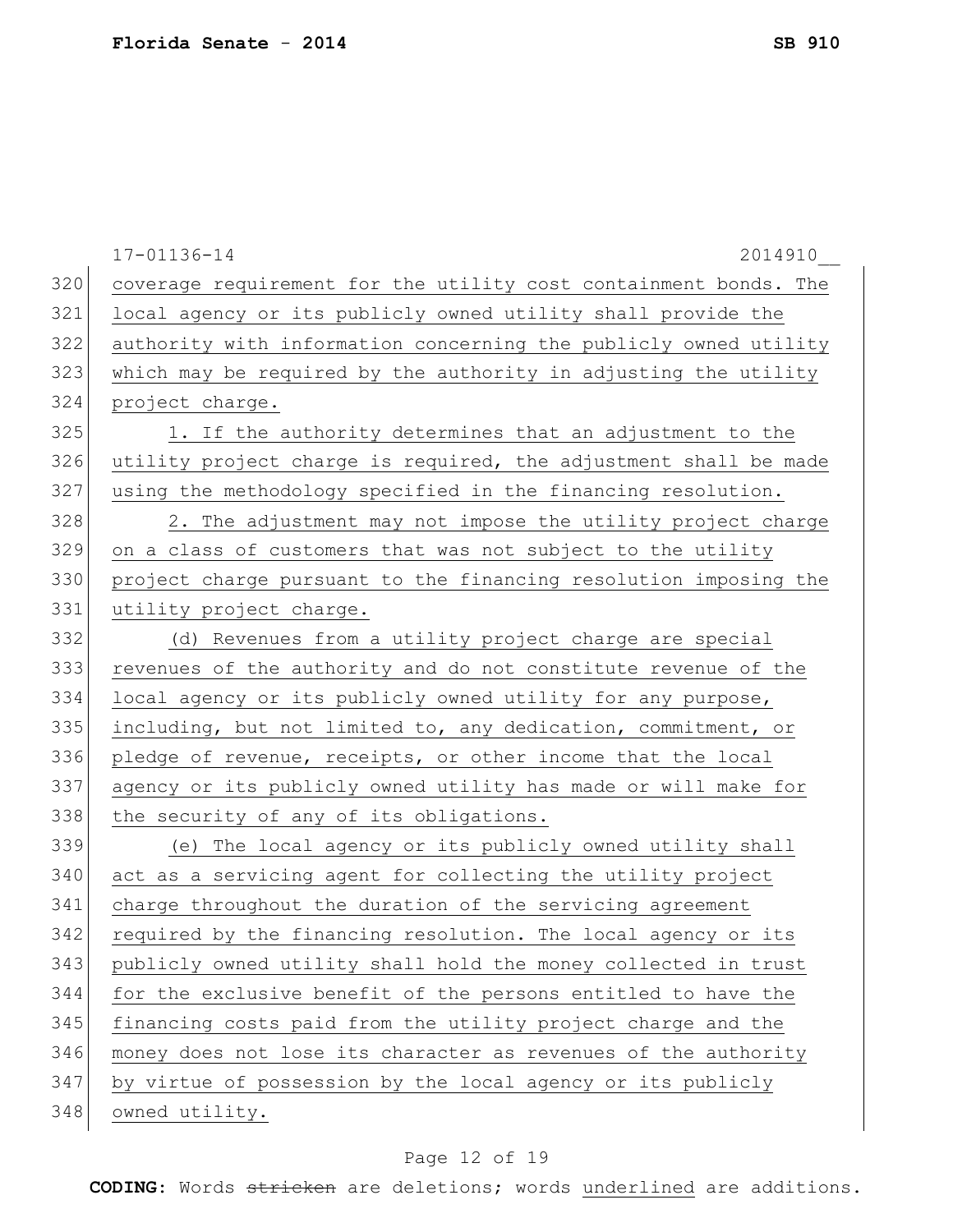coverage requirement for the utility cost containment bonds. The local agency or its publicly owned utility shall provide the authority with information concerning the publicly owned utility which may be required by the authority in adjusting the utility project charge.

1. If the authority determines that an adjustment to the utility project charge is required, the adjustment shall be made using the methodology specified in the financing resolution.

2. The adjustment may not impose the utility project charge on a class of customers that was not subject to the utility project charge pursuant to the financing resolution imposing the utility project charge.

(d) Revenues from a utility project charge are special revenues of the authority and do not constitute revenue of the local agency or its publicly owned utility for any purpose, including, but not limited to, any dedication, commitment, or pledge of revenue, receipts, or other income that the local agency or its publicly owned utility has made or will make for the security of any of its obligations.

(e) The local agency or its publicly owned utility shall act as a servicing agent for collecting the utility project charge throughout the duration of the servicing agreement required by the financing resolution. The local agency or its publicly owned utility shall hold the money collected in trust for the exclusive benefit of the persons entitled to have the financing costs paid from the utility project charge and the money does not lose its character as revenues of the authority by virtue of possession by the local agency or its publicly owned utility.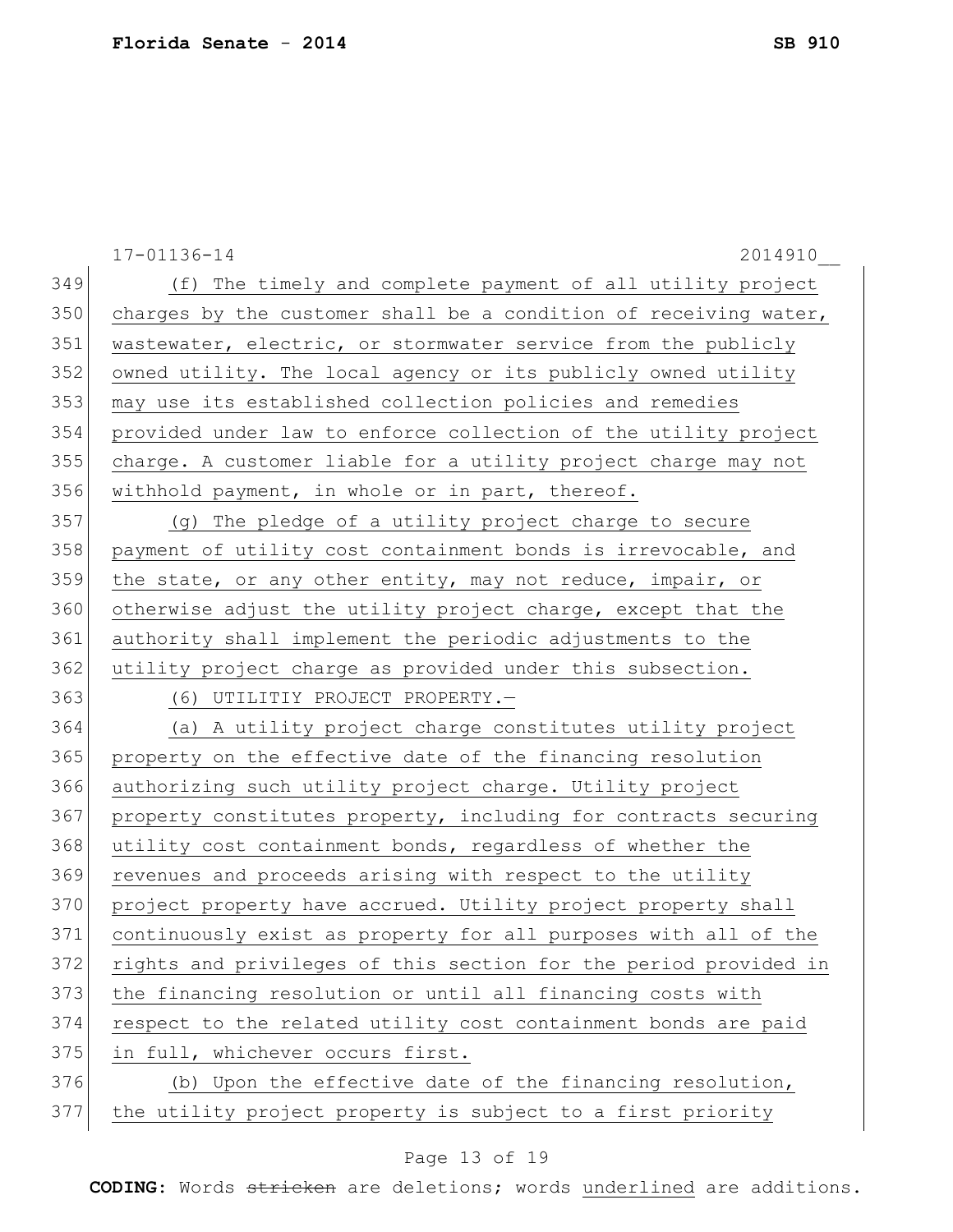17-01136-14 2014910__

(f) The timely and complete payment of all utility project charges by the customer shall be a condition of receiving water, wastewater, electric, or stormwater service from the publicly owned utility. The local agency or its publicly owned utility may use its established collection policies and remedies provided under law to enforce collection of the utility project charge. A customer liable for a utility project charge may not withhold payment, in whole or in part, thereof.

(g) The pledge of a utility project charge to secure payment of utility cost containment bonds is irrevocable, and the state, or any other entity, may not reduce, impair, or otherwise adjust the utility project charge, except that the authority shall implement the periodic adjustments to the utility project charge as provided under this subsection.

(6) UTILITIY PROJECT PROPERTY.—

(a) A utility project charge constitutes utility project property on the effective date of the financing resolution authorizing such utility project charge. Utility project property constitutes property, including for contracts securing utility cost containment bonds, regardless of whether the revenues and proceeds arising with respect to the utility project property have accrued. Utility project property shall continuously exist as property for all purposes with all of the rights and privileges of this section for the period provided in the financing resolution or until all financing costs with respect to the related utility cost containment bonds are paid in full, whichever occurs first.

(b) Upon the effective date of the financing resolution, the utility project property is subject to a first priority

**CODING:** Words ~~stricken~~ are deletions; words underlined are additions.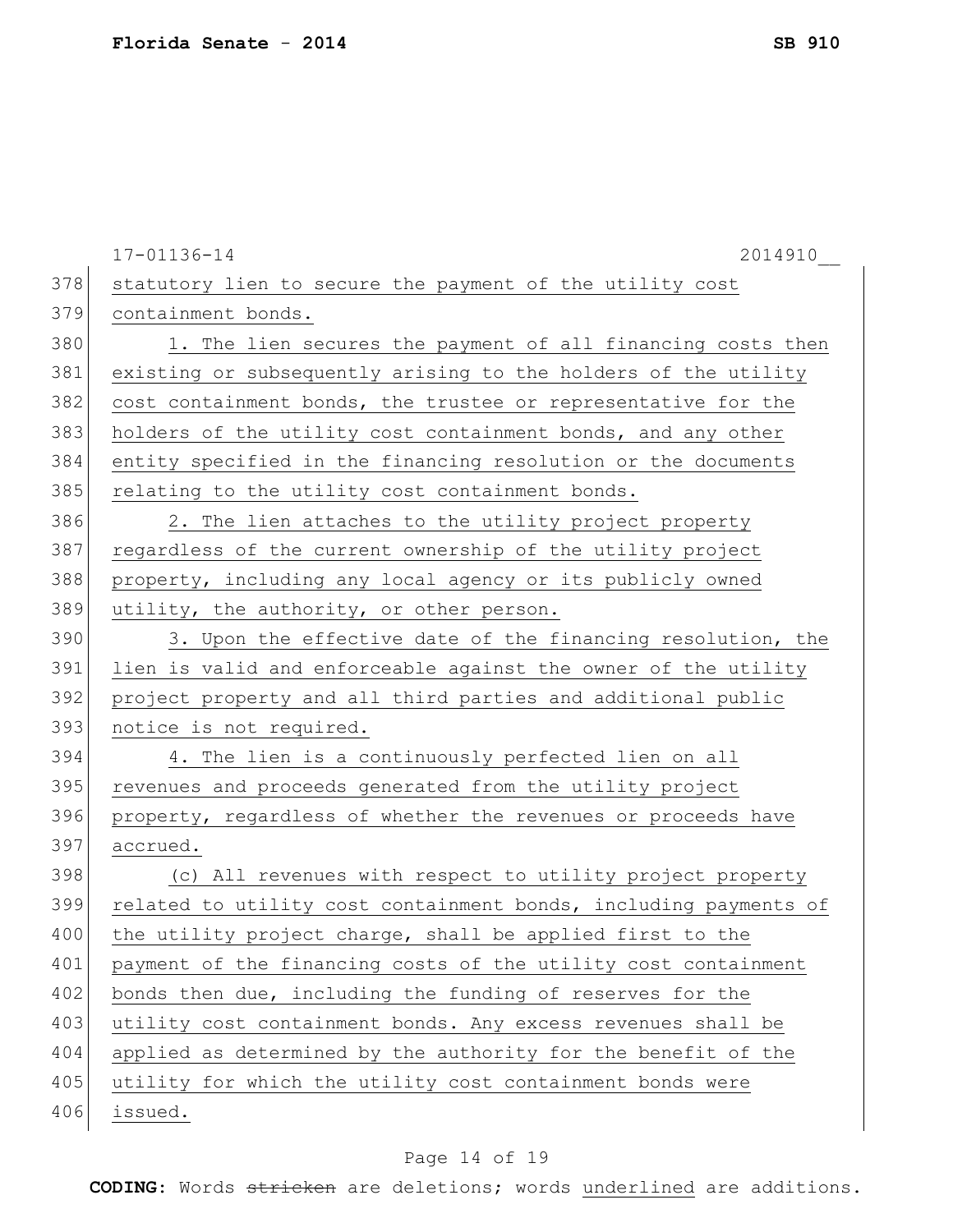statutory lien to secure the payment of the utility cost containment bonds.

1. The lien secures the payment of all financing costs then existing or subsequently arising to the holders of the utility cost containment bonds, the trustee or representative for the holders of the utility cost containment bonds, and any other entity specified in the financing resolution or the documents relating to the utility cost containment bonds.

2. The lien attaches to the utility project property regardless of the current ownership of the utility project property, including any local agency or its publicly owned utility, the authority, or other person.

3. Upon the effective date of the financing resolution, the lien is valid and enforceable against the owner of the utility project property and all third parties and additional public notice is not required.

4. The lien is a continuously perfected lien on all revenues and proceeds generated from the utility project property, regardless of whether the revenues or proceeds have accrued.

(c) All revenues with respect to utility project property related to utility cost containment bonds, including payments of the utility project charge, shall be applied first to the payment of the financing costs of the utility cost containment bonds then due, including the funding of reserves for the utility cost containment bonds. Any excess revenues shall be applied as determined by the authority for the benefit of the utility for which the utility cost containment bonds were issued.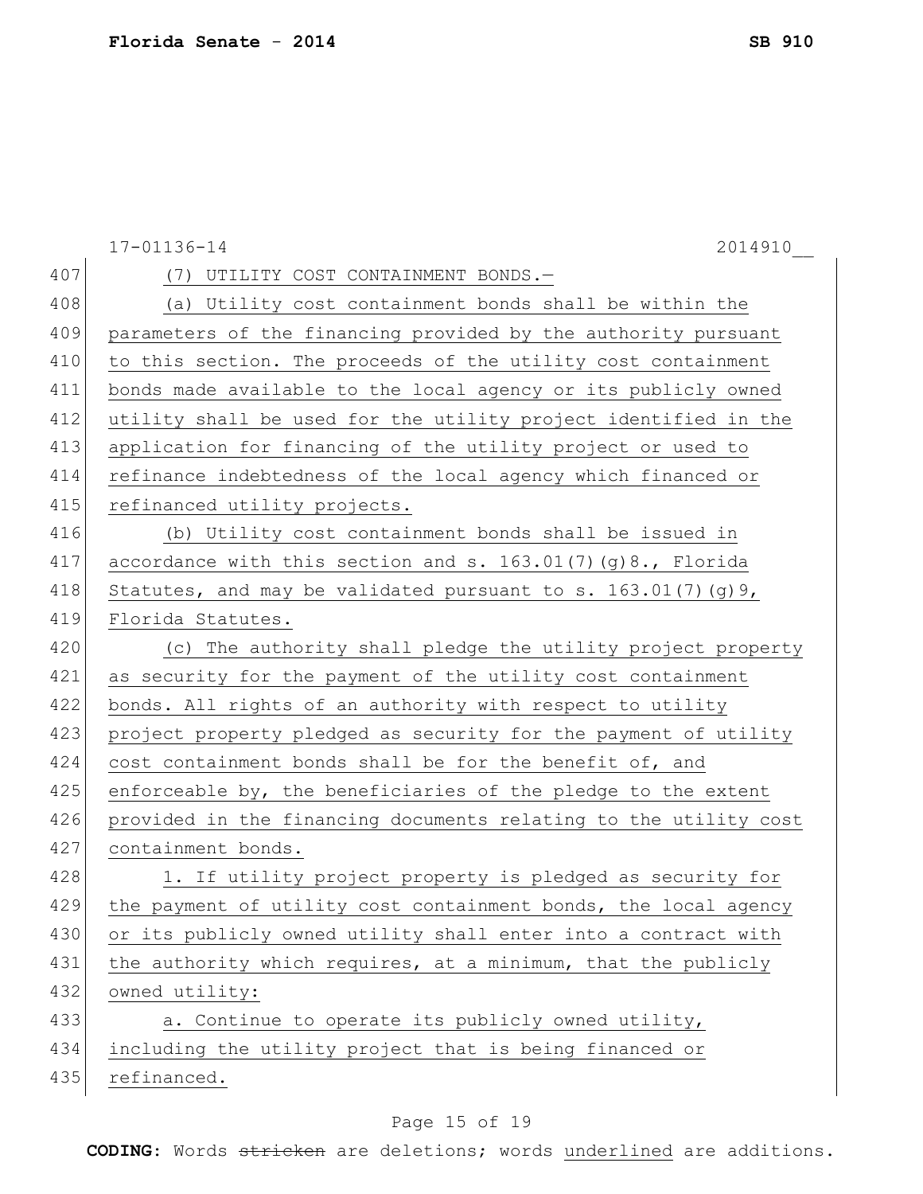(7) UTILITY COST CONTAINMENT BONDS.—

(a) Utility cost containment bonds shall be within the parameters of the financing provided by the authority pursuant to this section. The proceeds of the utility cost containment bonds made available to the local agency or its publicly owned utility shall be used for the utility project identified in the application for financing of the utility project or used to refinance indebtedness of the local agency which financed or refinanced utility projects.

(b) Utility cost containment bonds shall be issued in accordance with this section and s. 163.01(7)(g)8., Florida Statutes, and may be validated pursuant to s. 163.01(7)(g)9, Florida Statutes.

(c) The authority shall pledge the utility project property as security for the payment of the utility cost containment bonds. All rights of an authority with respect to utility project property pledged as security for the payment of utility cost containment bonds shall be for the benefit of, and enforceable by, the beneficiaries of the pledge to the extent provided in the financing documents relating to the utility cost containment bonds.

1. If utility project property is pledged as security for the payment of utility cost containment bonds, the local agency or its publicly owned utility shall enter into a contract with the authority which requires, at a minimum, that the publicly owned utility:

a. Continue to operate its publicly owned utility, including the utility project that is being financed or refinanced.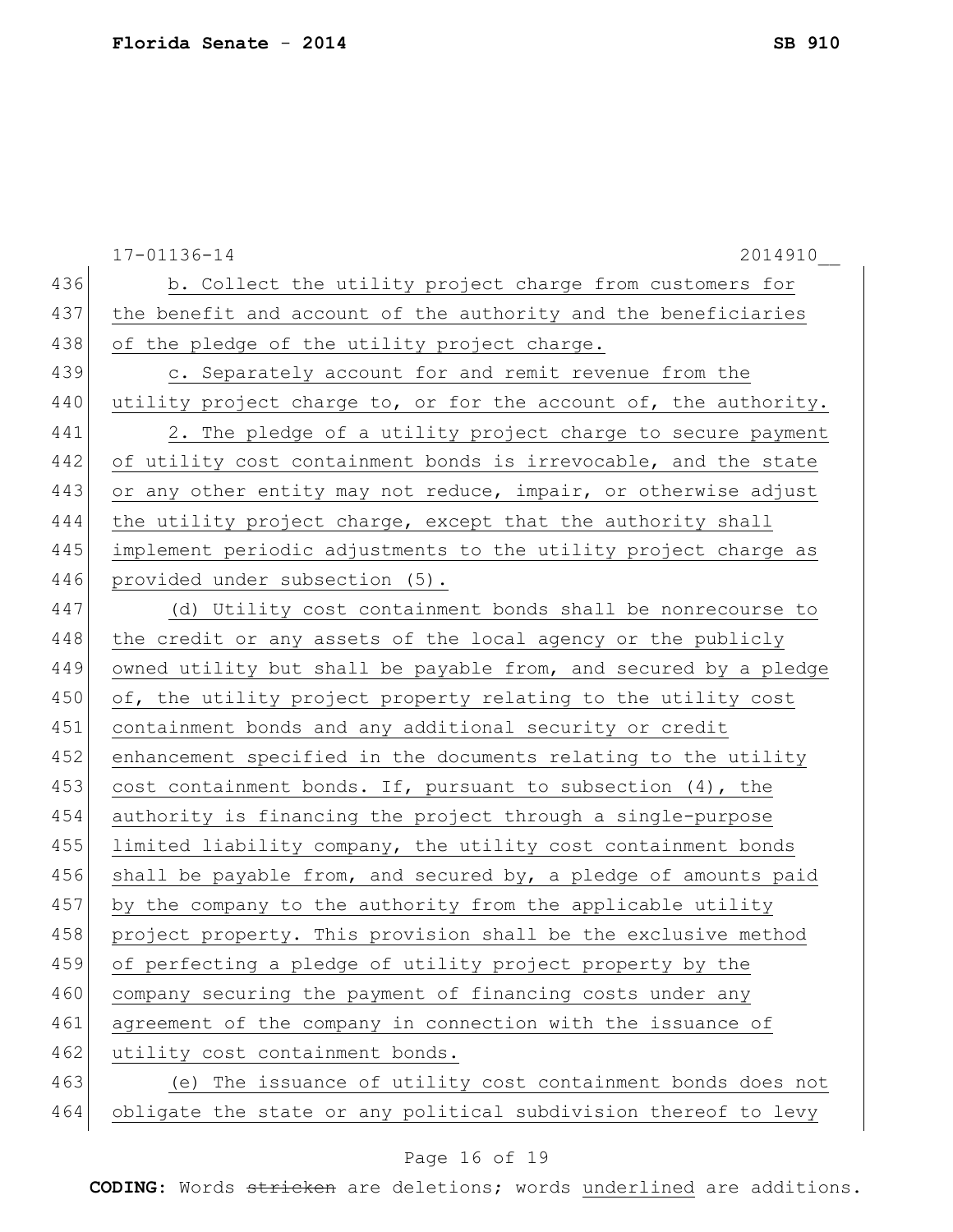b. Collect the utility project charge from customers for the benefit and account of the authority and the beneficiaries of the pledge of the utility project charge.

c. Separately account for and remit revenue from the utility project charge to, or for the account of, the authority.

2. The pledge of a utility project charge to secure payment of utility cost containment bonds is irrevocable, and the state or any other entity may not reduce, impair, or otherwise adjust the utility project charge, except that the authority shall implement periodic adjustments to the utility project charge as provided under subsection (5).

(d) Utility cost containment bonds shall be nonrecourse to the credit or any assets of the local agency or the publicly owned utility but shall be payable from, and secured by a pledge of, the utility project property relating to the utility cost containment bonds and any additional security or credit enhancement specified in the documents relating to the utility cost containment bonds. If, pursuant to subsection (4), the authority is financing the project through a single-purpose limited liability company, the utility cost containment bonds shall be payable from, and secured by, a pledge of amounts paid by the company to the authority from the applicable utility project property. This provision shall be the exclusive method of perfecting a pledge of utility project property by the company securing the payment of financing costs under any agreement of the company in connection with the issuance of utility cost containment bonds.

(e) The issuance of utility cost containment bonds does not obligate the state or any political subdivision thereof to levy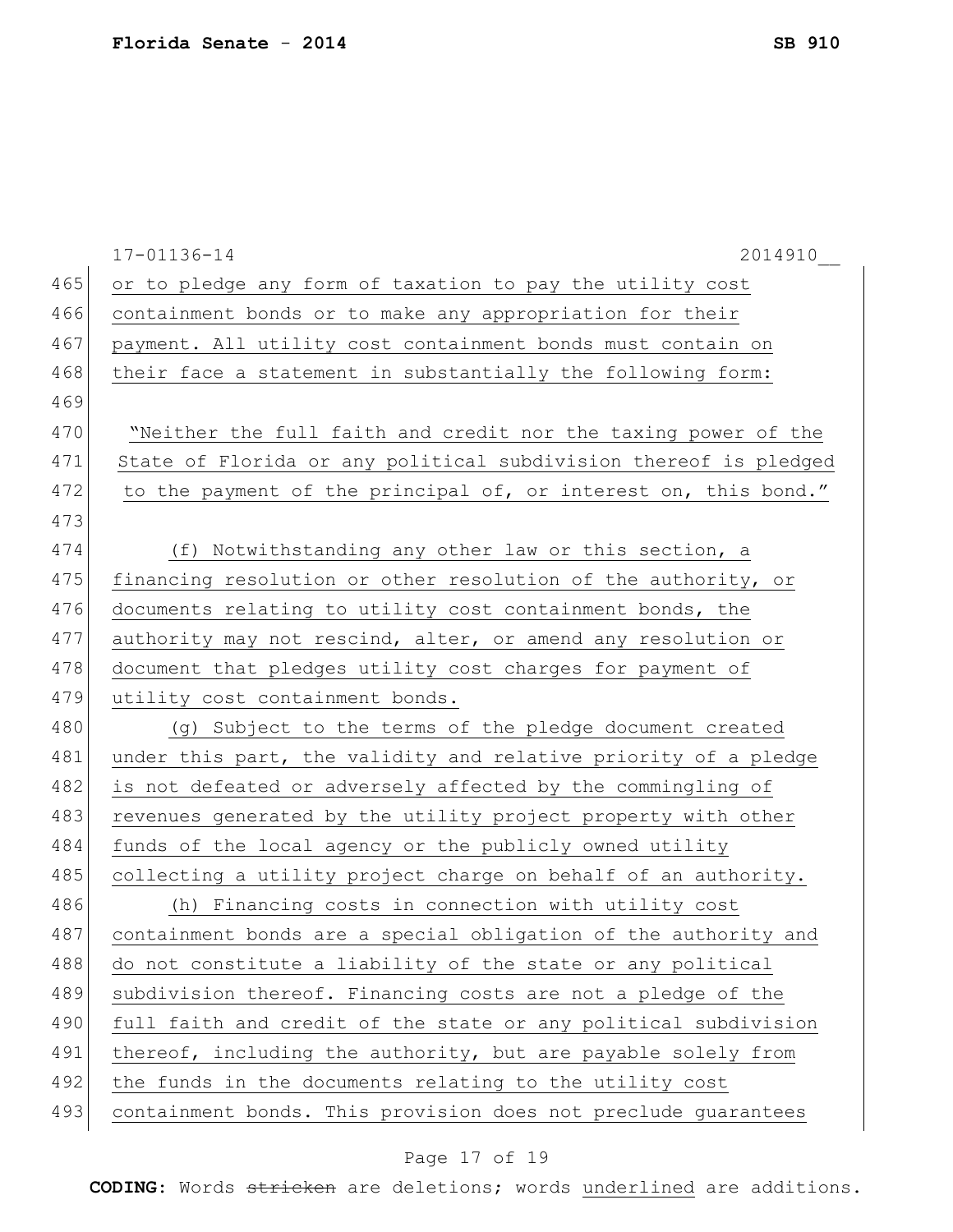or to pledge any form of taxation to pay the utility cost containment bonds or to make any appropriation for their payment. All utility cost containment bonds must contain on their face a statement in substantially the following form:

"Neither the full faith and credit nor the taxing power of the State of Florida or any political subdivision thereof is pledged to the payment of the principal of, or interest on, this bond."

(f) Notwithstanding any other law or this section, a financing resolution or other resolution of the authority, or documents relating to utility cost containment bonds, the authority may not rescind, alter, or amend any resolution or document that pledges utility cost charges for payment of utility cost containment bonds.

(g) Subject to the terms of the pledge document created under this part, the validity and relative priority of a pledge is not defeated or adversely affected by the commingling of revenues generated by the utility project property with other funds of the local agency or the publicly owned utility collecting a utility project charge on behalf of an authority.

(h) Financing costs in connection with utility cost containment bonds are a special obligation of the authority and do not constitute a liability of the state or any political subdivision thereof. Financing costs are not a pledge of the full faith and credit of the state or any political subdivision thereof, including the authority, but are payable solely from the funds in the documents relating to the utility cost containment bonds. This provision does not preclude guarantees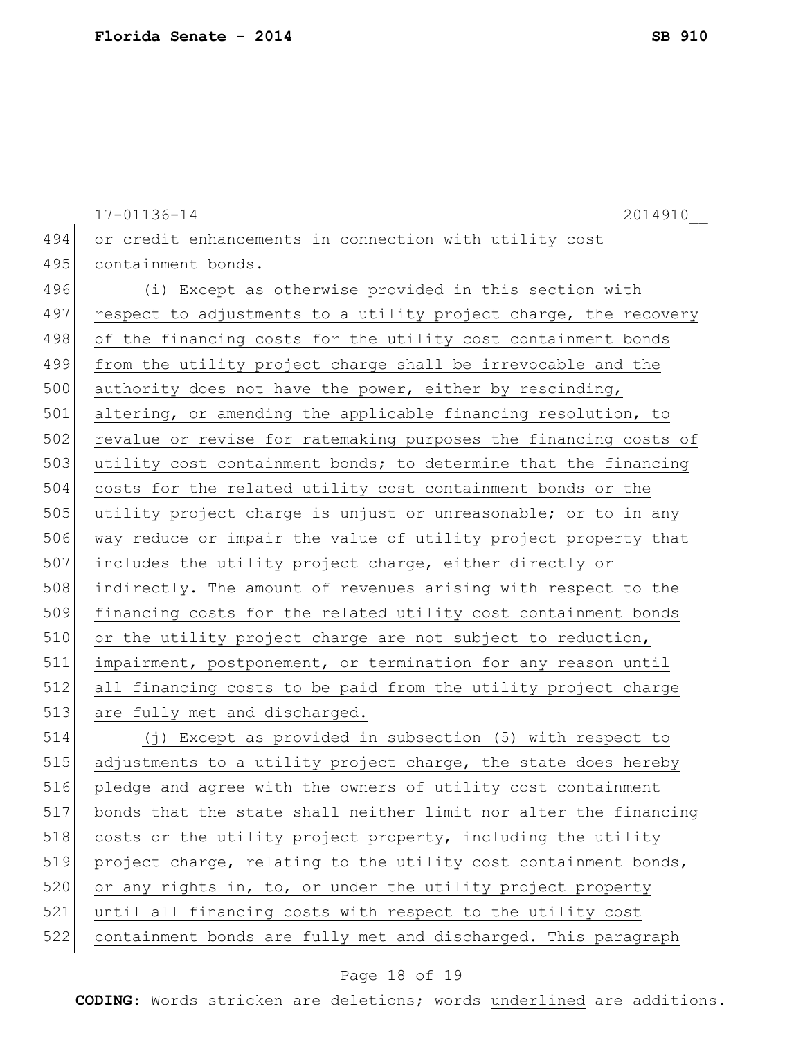or credit enhancements in connection with utility cost containment bonds.

(i) Except as otherwise provided in this section with respect to adjustments to a utility project charge, the recovery of the financing costs for the utility cost containment bonds from the utility project charge shall be irrevocable and the authority does not have the power, either by rescinding, altering, or amending the applicable financing resolution, to revalue or revise for ratemaking purposes the financing costs of utility cost containment bonds; to determine that the financing costs for the related utility cost containment bonds or the utility project charge is unjust or unreasonable; or to in any way reduce or impair the value of utility project property that includes the utility project charge, either directly or indirectly. The amount of revenues arising with respect to the financing costs for the related utility cost containment bonds or the utility project charge are not subject to reduction, impairment, postponement, or termination for any reason until all financing costs to be paid from the utility project charge are fully met and discharged.

(j) Except as provided in subsection (5) with respect to adjustments to a utility project charge, the state does hereby pledge and agree with the owners of utility cost containment bonds that the state shall neither limit nor alter the financing costs or the utility project property, including the utility project charge, relating to the utility cost containment bonds, or any rights in, to, or under the utility project property until all financing costs with respect to the utility cost containment bonds are fully met and discharged. This paragraph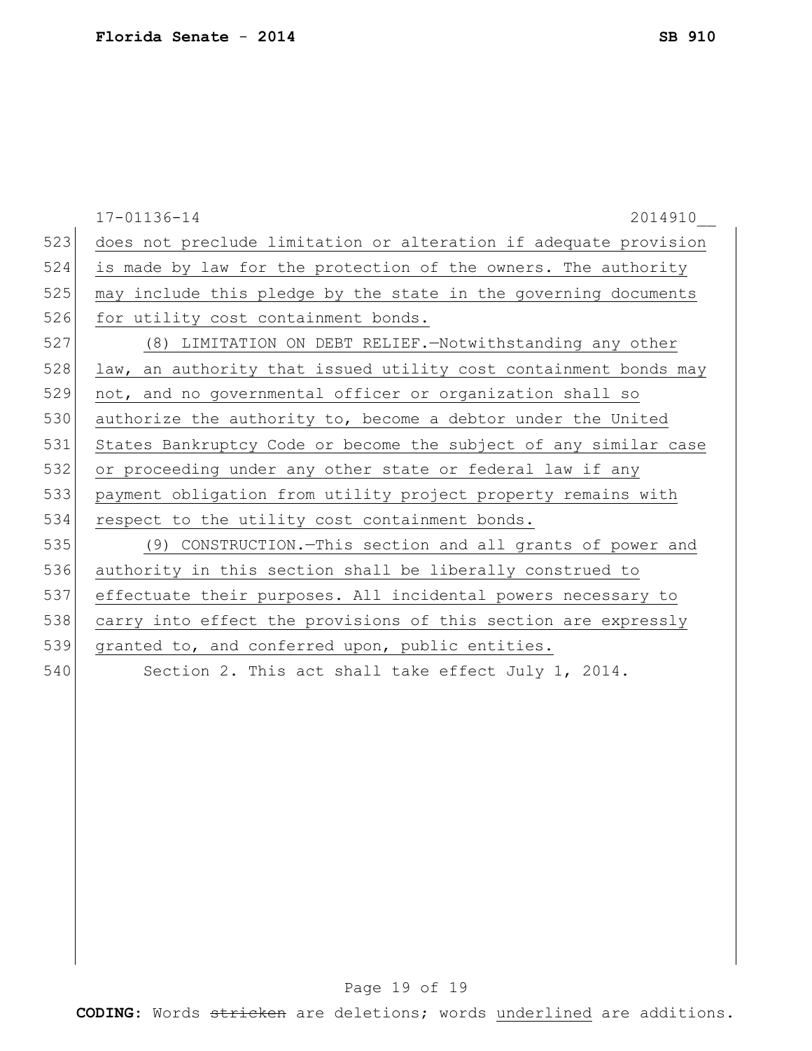does not preclude limitation or alteration if adequate provision is made by law for the protection of the owners. The authority may include this pledge by the state in the governing documents for utility cost containment bonds.

(8) LIMITATION ON DEBT RELIEF.—Notwithstanding any other law, an authority that issued utility cost containment bonds may not, and no governmental officer or organization shall so authorize the authority to, become a debtor under the United States Bankruptcy Code or become the subject of any similar case or proceeding under any other state or federal law if any payment obligation from utility project property remains with respect to the utility cost containment bonds.

(9) CONSTRUCTION.—This section and all grants of power and authority in this section shall be liberally construed to effectuate their purposes. All incidental powers necessary to carry into effect the provisions of this section are expressly granted to, and conferred upon, public entities.

Section 2. This act shall take effect July 1, 2014.